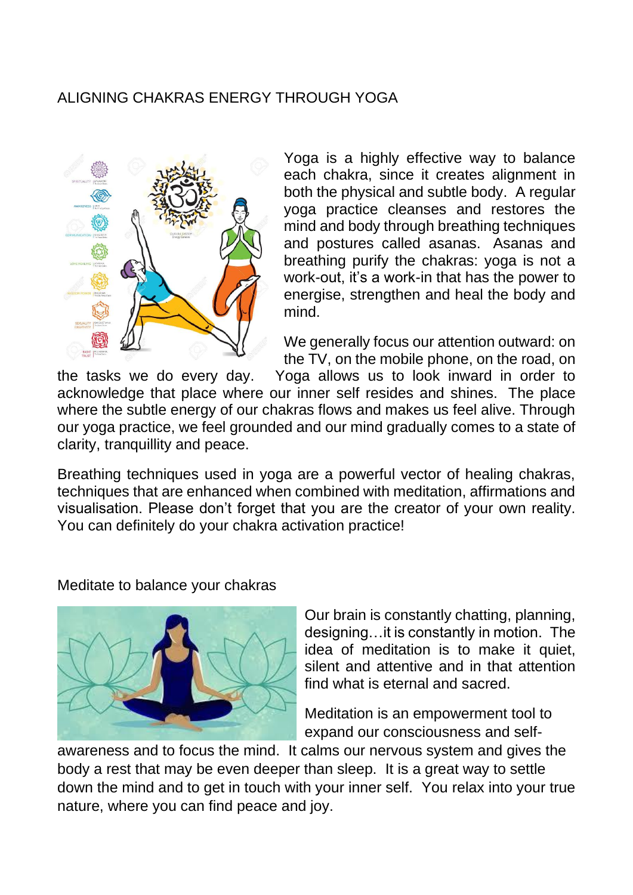# ALIGNING CHAKRAS ENERGY THROUGH YOGA

Yoga is a highly effective way to balance each chakra, since it creates alignment in both the physical and subtle body. A regular yoga practice cleanses and restores the mind and body through breathing techniques and postures called asanas. Asanas and breathing purify the chakras: yoga is not a work-out, it's a work-in that has the power to energise, strengthen and heal the body and mind.

We generally focus our attention outward: on the TV, on the mobile phone, on the road, on the tasks we do every day. Yoga allows us to look inward in order to acknowledge that place where our inner self resides and shines. The place where the subtle energy of our chakras flows and makes us feel alive. Through our yoga practice, we feel grounded and our mind gradually comes to a state of clarity, tranquillity and peace.

Breathing techniques used in yoga are a powerful vector of healing chakras, techniques that are enhanced when combined with meditation, affirmations and visualisation. Please don't forget that you are the creator of your own reality. You can definitely do your chakra activation practice!

## Meditate to balance your chakras

Our brain is constantly chatting, planning, designing…it is constantly in motion. The idea of meditation is to make it quiet, silent and attentive and in that attention find what is eternal and sacred.

Meditation is an empowerment tool to expand our consciousness and self-awareness and to focus the mind. It calms our nervous system and gives the body a rest that may be even deeper than sleep. It is a great way to settle down the mind and to get in touch with your inner self. You relax into your true nature, where you can find peace and joy.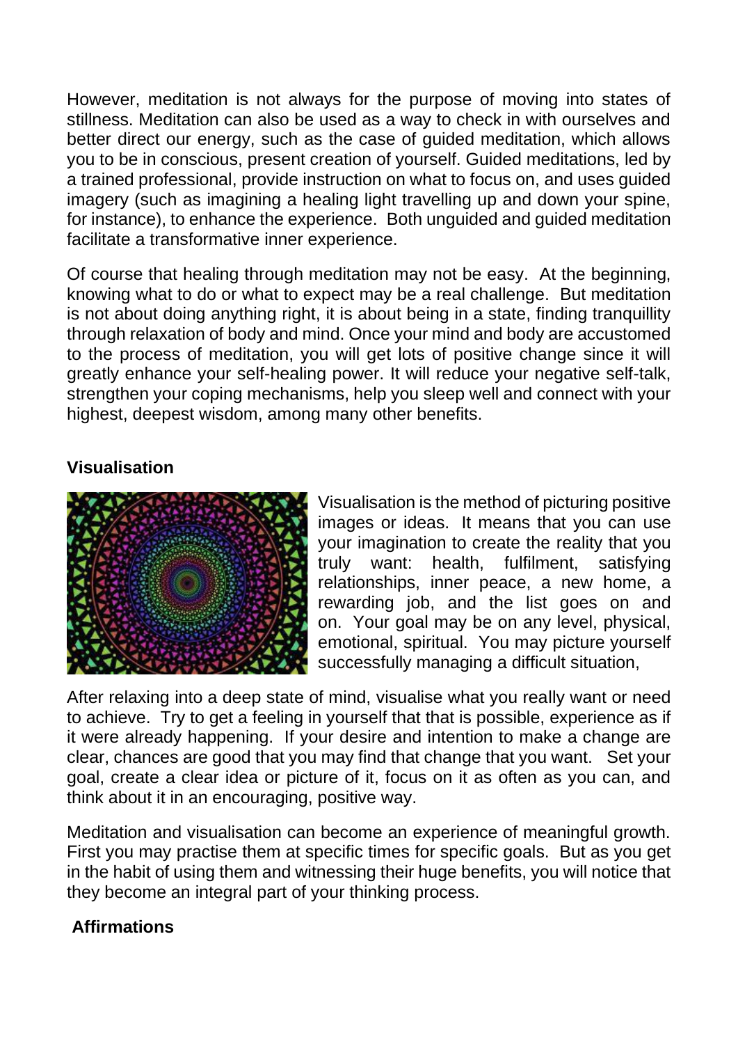However, meditation is not always for the purpose of moving into states of stillness. Meditation can also be used as a way to check in with ourselves and better direct our energy, such as the case of guided meditation, which allows you to be in conscious, present creation of yourself. Guided meditations, led by a trained professional, provide instruction on what to focus on, and uses guided imagery (such as imagining a healing light travelling up and down your spine, for instance), to enhance the experience. Both unguided and guided meditation facilitate a transformative inner experience.

Of course that healing through meditation may not be easy. At the beginning, knowing what to do or what to expect may be a real challenge. But meditation is not about doing anything right, it is about being in a state, finding tranquillity through relaxation of body and mind. Once your mind and body are accustomed to the process of meditation, you will get lots of positive change since it will greatly enhance your self-healing power. It will reduce your negative self-talk, strengthen your coping mechanisms, help you sleep well and connect with your highest, deepest wisdom, among many other benefits.

**Visualisation**

Visualisation is the method of picturing positive images or ideas. It means that you can use your imagination to create the reality that you truly want: health, fulfilment, satisfying relationships, inner peace, a new home, a rewarding job, and the list goes on and on. Your goal may be on any level, physical, emotional, spiritual. You may picture yourself successfully managing a difficult situation,

After relaxing into a deep state of mind, visualise what you really want or need to achieve. Try to get a feeling in yourself that that is possible, experience as if it were already happening. If your desire and intention to make a change are clear, chances are good that you may find that change that you want. Set your goal, create a clear idea or picture of it, focus on it as often as you can, and think about it in an encouraging, positive way.

Meditation and visualisation can become an experience of meaningful growth. First you may practise them at specific times for specific goals. But as you get in the habit of using them and witnessing their huge benefits, you will notice that they become an integral part of your thinking process.

**Affirmations**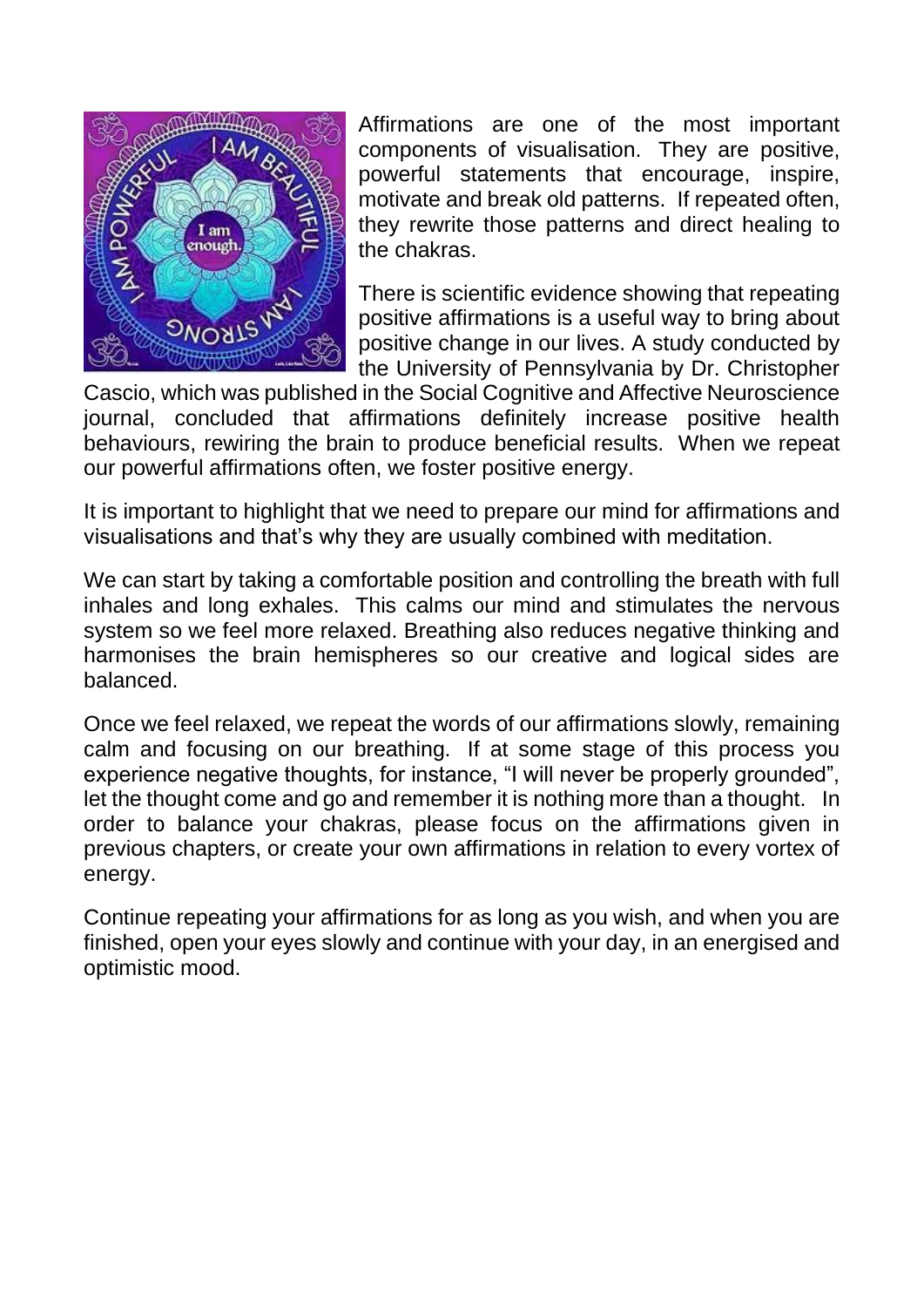Affirmations are one of the most important components of visualisation. They are positive, powerful statements that encourage, inspire, motivate and break old patterns. If repeated often, they rewrite those patterns and direct healing to the chakras.

There is scientific evidence showing that repeating positive affirmations is a useful way to bring about positive change in our lives. A study conducted by the University of Pennsylvania by Dr. Christopher Cascio, which was published in the Social Cognitive and Affective Neuroscience journal, concluded that affirmations definitely increase positive health behaviours, rewiring the brain to produce beneficial results. When we repeat our powerful affirmations often, we foster positive energy.

It is important to highlight that we need to prepare our mind for affirmations and visualisations and that's why they are usually combined with meditation.

We can start by taking a comfortable position and controlling the breath with full inhales and long exhales. This calms our mind and stimulates the nervous system so we feel more relaxed. Breathing also reduces negative thinking and harmonises the brain hemispheres so our creative and logical sides are balanced.

Once we feel relaxed, we repeat the words of our affirmations slowly, remaining calm and focusing on our breathing. If at some stage of this process you experience negative thoughts, for instance, "I will never be properly grounded", let the thought come and go and remember it is nothing more than a thought. In order to balance your chakras, please focus on the affirmations given in previous chapters, or create your own affirmations in relation to every vortex of energy.

Continue repeating your affirmations for as long as you wish, and when you are finished, open your eyes slowly and continue with your day, in an energised and optimistic mood.